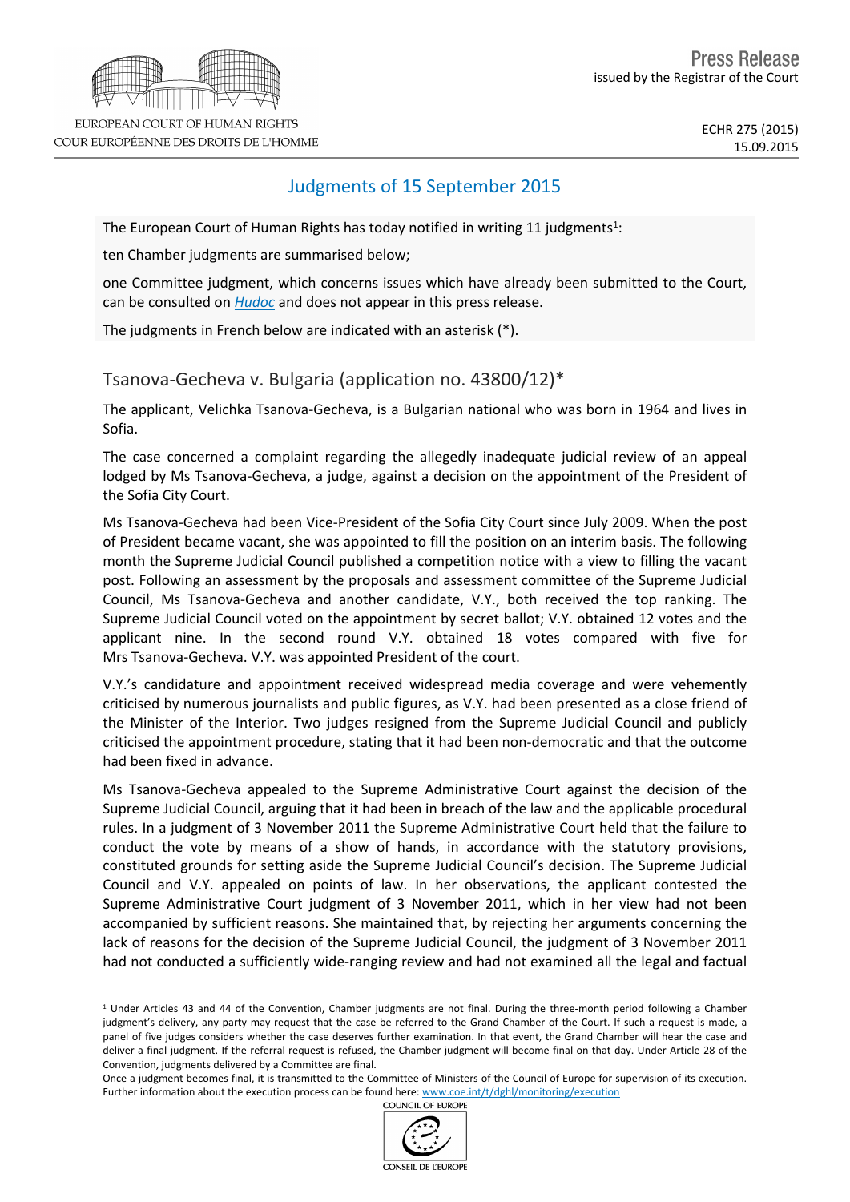Press Release
issued by the Registrar of the Court

EUROPEAN COURT OF HUMAN RIGHTS
COUR EUROPÉENNE DES DROITS DE L'HOMME

ECHR 275 (2015)
15.09.2015

# Judgments of 15 September 2015

The European Court of Human Rights has today notified in writing 11 judgments[1]:

ten Chamber judgments are summarised below;

one Committee judgment, which concerns issues which have already been submitted to the Court, can be consulted on *Hudoc* and does not appear in this press release.

The judgments in French below are indicated with an asterisk (*).

## Tsanova-Gecheva v. Bulgaria (application no. 43800/12)*

The applicant, Velichka Tsanova-Gecheva, is a Bulgarian national who was born in 1964 and lives in Sofia.

The case concerned a complaint regarding the allegedly inadequate judicial review of an appeal lodged by Ms Tsanova-Gecheva, a judge, against a decision on the appointment of the President of the Sofia City Court.

Ms Tsanova-Gecheva had been Vice-President of the Sofia City Court since July 2009. When the post of President became vacant, she was appointed to fill the position on an interim basis. The following month the Supreme Judicial Council published a competition notice with a view to filling the vacant post. Following an assessment by the proposals and assessment committee of the Supreme Judicial Council, Ms Tsanova-Gecheva and another candidate, V.Y., both received the top ranking. The Supreme Judicial Council voted on the appointment by secret ballot; V.Y. obtained 12 votes and the applicant nine. In the second round V.Y. obtained 18 votes compared with five for Mrs Tsanova-Gecheva. V.Y. was appointed President of the court.

V.Y.'s candidature and appointment received widespread media coverage and were vehemently criticised by numerous journalists and public figures, as V.Y. had been presented as a close friend of the Minister of the Interior. Two judges resigned from the Supreme Judicial Council and publicly criticised the appointment procedure, stating that it had been non-democratic and that the outcome had been fixed in advance.

Ms Tsanova-Gecheva appealed to the Supreme Administrative Court against the decision of the Supreme Judicial Council, arguing that it had been in breach of the law and the applicable procedural rules. In a judgment of 3 November 2011 the Supreme Administrative Court held that the failure to conduct the vote by means of a show of hands, in accordance with the statutory provisions, constituted grounds for setting aside the Supreme Judicial Council's decision. The Supreme Judicial Council and V.Y. appealed on points of law. In her observations, the applicant contested the Supreme Administrative Court judgment of 3 November 2011, which in her view had not been accompanied by sufficient reasons. She maintained that, by rejecting her arguments concerning the lack of reasons for the decision of the Supreme Judicial Council, the judgment of 3 November 2011 had not conducted a sufficiently wide-ranging review and had not examined all the legal and factual

[1] Under Articles 43 and 44 of the Convention, Chamber judgments are not final. During the three-month period following a Chamber judgment's delivery, any party may request that the case be referred to the Grand Chamber of the Court. If such a request is made, a panel of five judges considers whether the case deserves further examination. In that event, the Grand Chamber will hear the case and deliver a final judgment. If the referral request is refused, the Chamber judgment will become final on that day. Under Article 28 of the Convention, judgments delivered by a Committee are final.

Once a judgment becomes final, it is transmitted to the Committee of Ministers of the Council of Europe for supervision of its execution. Further information about the execution process can be found here: www.coe.int/t/dghl/monitoring/execution

COUNCIL OF EUROPE
CONSEIL DE L'EUROPE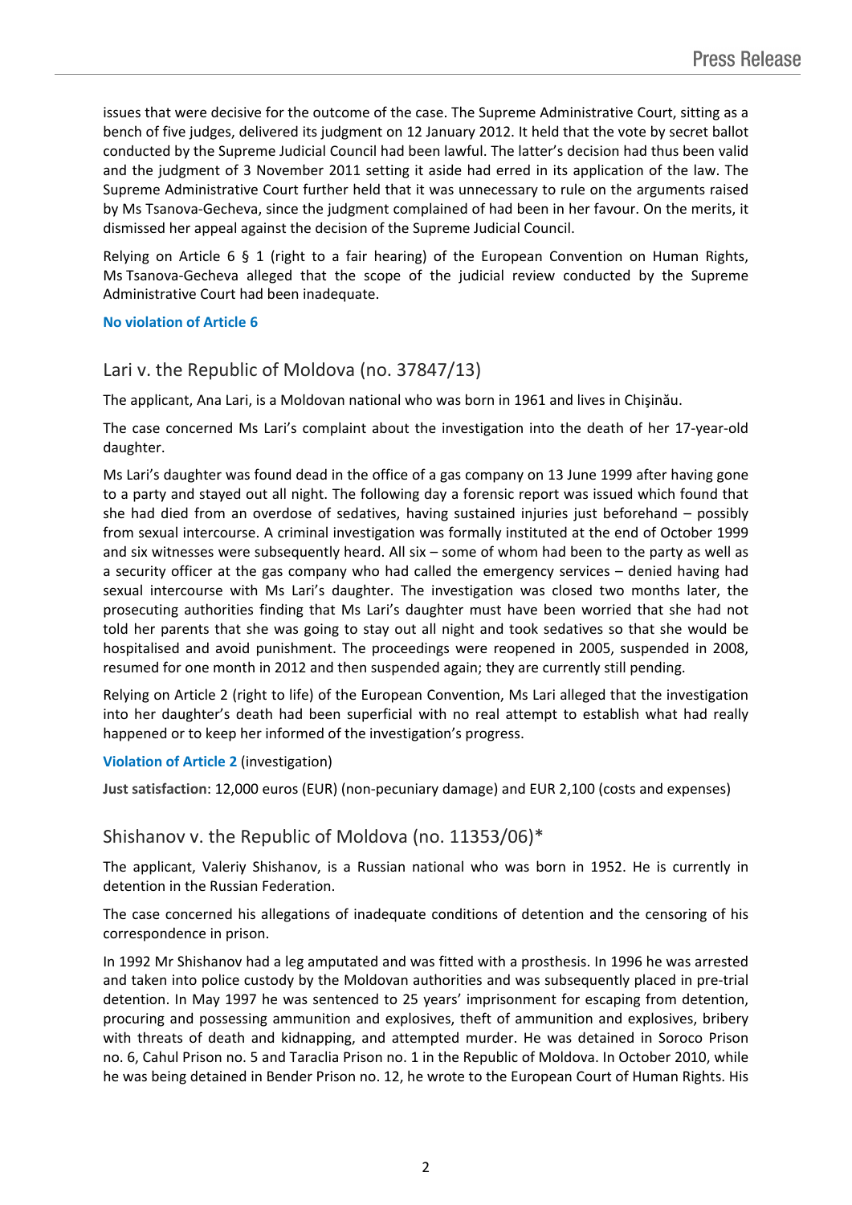issues that were decisive for the outcome of the case. The Supreme Administrative Court, sitting as a bench of five judges, delivered its judgment on 12 January 2012. It held that the vote by secret ballot conducted by the Supreme Judicial Council had been lawful. The latter's decision had thus been valid and the judgment of 3 November 2011 setting it aside had erred in its application of the law. The Supreme Administrative Court further held that it was unnecessary to rule on the arguments raised by Ms Tsanova-Gecheva, since the judgment complained of had been in her favour. On the merits, it dismissed her appeal against the decision of the Supreme Judicial Council.

Relying on Article 6 § 1 (right to a fair hearing) of the European Convention on Human Rights, Ms Tsanova-Gecheva alleged that the scope of the judicial review conducted by the Supreme Administrative Court had been inadequate.

**No violation of Article 6**

## Lari v. the Republic of Moldova (no. 37847/13)

The applicant, Ana Lari, is a Moldovan national who was born in 1961 and lives in Chişinău.

The case concerned Ms Lari's complaint about the investigation into the death of her 17-year-old daughter.

Ms Lari's daughter was found dead in the office of a gas company on 13 June 1999 after having gone to a party and stayed out all night. The following day a forensic report was issued which found that she had died from an overdose of sedatives, having sustained injuries just beforehand – possibly from sexual intercourse. A criminal investigation was formally instituted at the end of October 1999 and six witnesses were subsequently heard. All six – some of whom had been to the party as well as a security officer at the gas company who had called the emergency services – denied having had sexual intercourse with Ms Lari's daughter. The investigation was closed two months later, the prosecuting authorities finding that Ms Lari's daughter must have been worried that she had not told her parents that she was going to stay out all night and took sedatives so that she would be hospitalised and avoid punishment. The proceedings were reopened in 2005, suspended in 2008, resumed for one month in 2012 and then suspended again; they are currently still pending.

Relying on Article 2 (right to life) of the European Convention, Ms Lari alleged that the investigation into her daughter's death had been superficial with no real attempt to establish what had really happened or to keep her informed of the investigation's progress.

**Violation of Article 2** (investigation)

**Just satisfaction**: 12,000 euros (EUR) (non-pecuniary damage) and EUR 2,100 (costs and expenses)

## Shishanov v. the Republic of Moldova (no. 11353/06)*

The applicant, Valeriy Shishanov, is a Russian national who was born in 1952. He is currently in detention in the Russian Federation.

The case concerned his allegations of inadequate conditions of detention and the censoring of his correspondence in prison.

In 1992 Mr Shishanov had a leg amputated and was fitted with a prosthesis. In 1996 he was arrested and taken into police custody by the Moldovan authorities and was subsequently placed in pre-trial detention. In May 1997 he was sentenced to 25 years' imprisonment for escaping from detention, procuring and possessing ammunition and explosives, theft of ammunition and explosives, bribery with threats of death and kidnapping, and attempted murder. He was detained in Soroco Prison no. 6, Cahul Prison no. 5 and Taraclia Prison no. 1 in the Republic of Moldova. In October 2010, while he was being detained in Bender Prison no. 12, he wrote to the European Court of Human Rights. His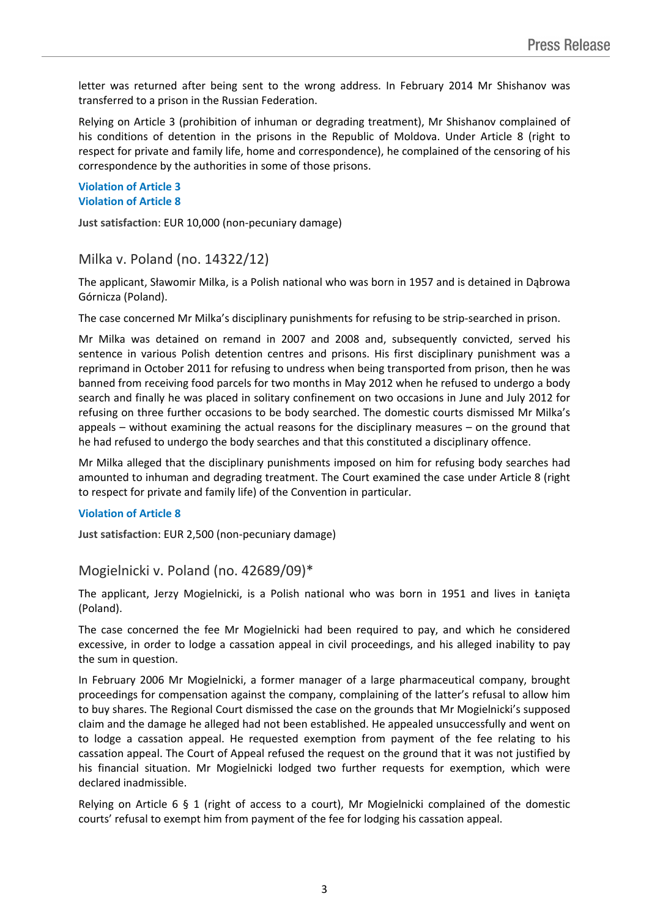letter was returned after being sent to the wrong address. In February 2014 Mr Shishanov was transferred to a prison in the Russian Federation.

Relying on Article 3 (prohibition of inhuman or degrading treatment), Mr Shishanov complained of his conditions of detention in the prisons in the Republic of Moldova. Under Article 8 (right to respect for private and family life, home and correspondence), he complained of the censoring of his correspondence by the authorities in some of those prisons.

**Violation of Article 3**
**Violation of Article 8**

**Just satisfaction**: EUR 10,000 (non-pecuniary damage)

## Milka v. Poland (no. 14322/12)

The applicant, Sławomir Milka, is a Polish national who was born in 1957 and is detained in Dąbrowa Górnicza (Poland).

The case concerned Mr Milka's disciplinary punishments for refusing to be strip-searched in prison.

Mr Milka was detained on remand in 2007 and 2008 and, subsequently convicted, served his sentence in various Polish detention centres and prisons. His first disciplinary punishment was a reprimand in October 2011 for refusing to undress when being transported from prison, then he was banned from receiving food parcels for two months in May 2012 when he refused to undergo a body search and finally he was placed in solitary confinement on two occasions in June and July 2012 for refusing on three further occasions to be body searched. The domestic courts dismissed Mr Milka's appeals – without examining the actual reasons for the disciplinary measures – on the ground that he had refused to undergo the body searches and that this constituted a disciplinary offence.

Mr Milka alleged that the disciplinary punishments imposed on him for refusing body searches had amounted to inhuman and degrading treatment. The Court examined the case under Article 8 (right to respect for private and family life) of the Convention in particular.

**Violation of Article 8**

**Just satisfaction**: EUR 2,500 (non-pecuniary damage)

## Mogielnicki v. Poland (no. 42689/09)*

The applicant, Jerzy Mogielnicki, is a Polish national who was born in 1951 and lives in Łanięta (Poland).

The case concerned the fee Mr Mogielnicki had been required to pay, and which he considered excessive, in order to lodge a cassation appeal in civil proceedings, and his alleged inability to pay the sum in question.

In February 2006 Mr Mogielnicki, a former manager of a large pharmaceutical company, brought proceedings for compensation against the company, complaining of the latter's refusal to allow him to buy shares. The Regional Court dismissed the case on the grounds that Mr Mogielnicki's supposed claim and the damage he alleged had not been established. He appealed unsuccessfully and went on to lodge a cassation appeal. He requested exemption from payment of the fee relating to his cassation appeal. The Court of Appeal refused the request on the ground that it was not justified by his financial situation. Mr Mogielnicki lodged two further requests for exemption, which were declared inadmissible.

Relying on Article 6 § 1 (right of access to a court), Mr Mogielnicki complained of the domestic courts' refusal to exempt him from payment of the fee for lodging his cassation appeal.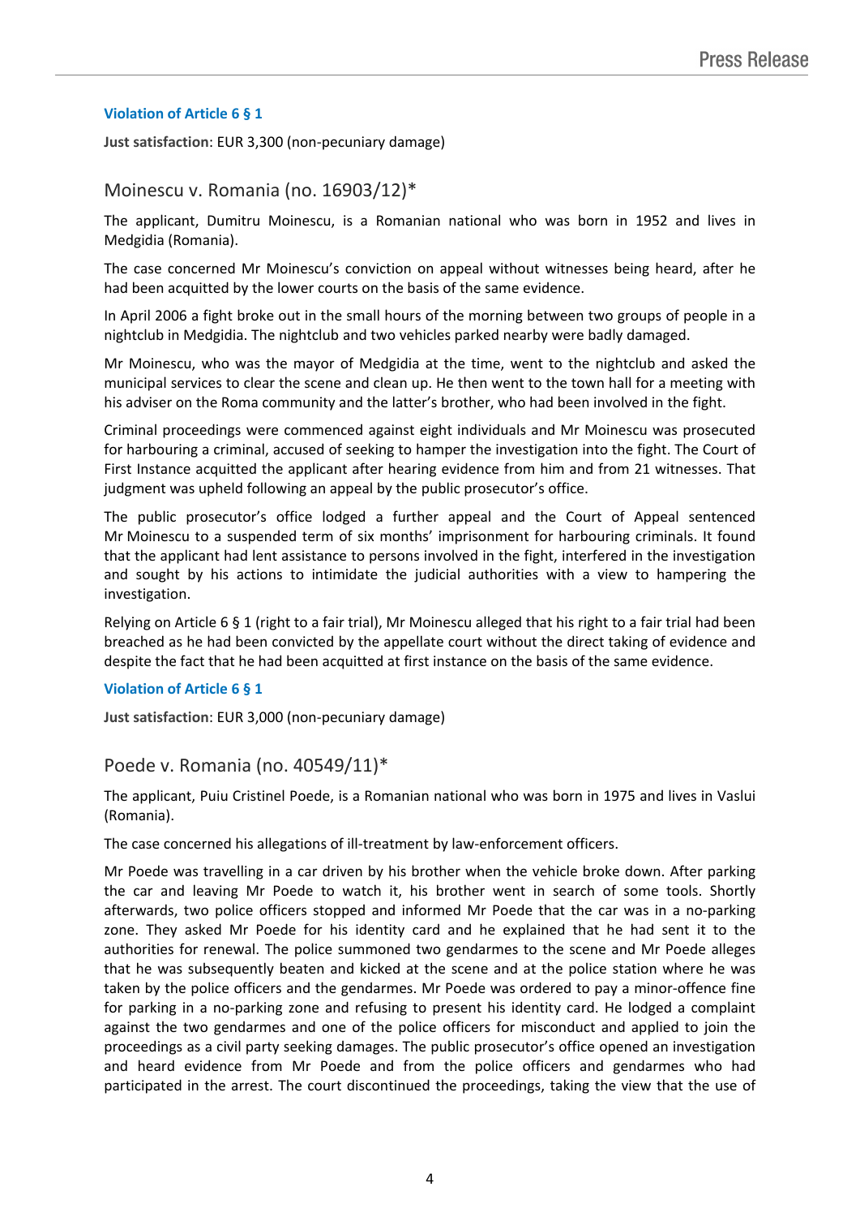**Violation of Article 6 § 1**

**Just satisfaction**: EUR 3,300 (non-pecuniary damage)

## Moinescu v. Romania (no. 16903/12)*

The applicant, Dumitru Moinescu, is a Romanian national who was born in 1952 and lives in Medgidia (Romania).

The case concerned Mr Moinescu's conviction on appeal without witnesses being heard, after he had been acquitted by the lower courts on the basis of the same evidence.

In April 2006 a fight broke out in the small hours of the morning between two groups of people in a nightclub in Medgidia. The nightclub and two vehicles parked nearby were badly damaged.

Mr Moinescu, who was the mayor of Medgidia at the time, went to the nightclub and asked the municipal services to clear the scene and clean up. He then went to the town hall for a meeting with his adviser on the Roma community and the latter's brother, who had been involved in the fight.

Criminal proceedings were commenced against eight individuals and Mr Moinescu was prosecuted for harbouring a criminal, accused of seeking to hamper the investigation into the fight. The Court of First Instance acquitted the applicant after hearing evidence from him and from 21 witnesses. That judgment was upheld following an appeal by the public prosecutor's office.

The public prosecutor's office lodged a further appeal and the Court of Appeal sentenced Mr Moinescu to a suspended term of six months' imprisonment for harbouring criminals. It found that the applicant had lent assistance to persons involved in the fight, interfered in the investigation and sought by his actions to intimidate the judicial authorities with a view to hampering the investigation.

Relying on Article 6 § 1 (right to a fair trial), Mr Moinescu alleged that his right to a fair trial had been breached as he had been convicted by the appellate court without the direct taking of evidence and despite the fact that he had been acquitted at first instance on the basis of the same evidence.

**Violation of Article 6 § 1**

**Just satisfaction**: EUR 3,000 (non-pecuniary damage)

## Poede v. Romania (no. 40549/11)*

The applicant, Puiu Cristinel Poede, is a Romanian national who was born in 1975 and lives in Vaslui (Romania).

The case concerned his allegations of ill-treatment by law-enforcement officers.

Mr Poede was travelling in a car driven by his brother when the vehicle broke down. After parking the car and leaving Mr Poede to watch it, his brother went in search of some tools. Shortly afterwards, two police officers stopped and informed Mr Poede that the car was in a no-parking zone. They asked Mr Poede for his identity card and he explained that he had sent it to the authorities for renewal. The police summoned two gendarmes to the scene and Mr Poede alleges that he was subsequently beaten and kicked at the scene and at the police station where he was taken by the police officers and the gendarmes. Mr Poede was ordered to pay a minor-offence fine for parking in a no-parking zone and refusing to present his identity card. He lodged a complaint against the two gendarmes and one of the police officers for misconduct and applied to join the proceedings as a civil party seeking damages. The public prosecutor's office opened an investigation and heard evidence from Mr Poede and from the police officers and gendarmes who had participated in the arrest. The court discontinued the proceedings, taking the view that the use of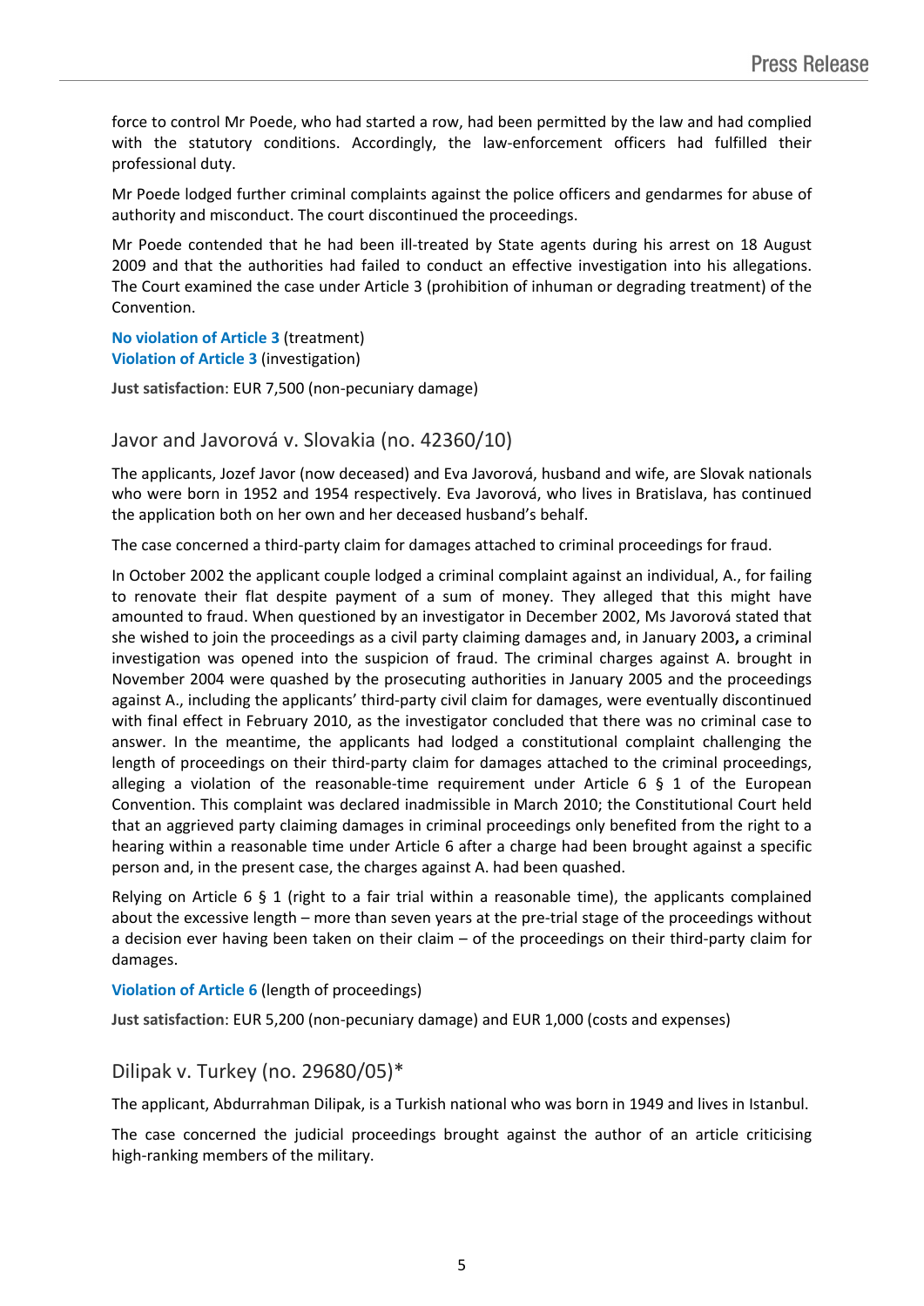force to control Mr Poede, who had started a row, had been permitted by the law and had complied with the statutory conditions. Accordingly, the law-enforcement officers had fulfilled their professional duty.

Mr Poede lodged further criminal complaints against the police officers and gendarmes for abuse of authority and misconduct. The court discontinued the proceedings.

Mr Poede contended that he had been ill-treated by State agents during his arrest on 18 August 2009 and that the authorities had failed to conduct an effective investigation into his allegations. The Court examined the case under Article 3 (prohibition of inhuman or degrading treatment) of the Convention.

**No violation of Article 3** (treatment)
**Violation of Article 3** (investigation)

**Just satisfaction**: EUR 7,500 (non-pecuniary damage)

## Javor and Javorová v. Slovakia (no. 42360/10)

The applicants, Jozef Javor (now deceased) and Eva Javorová, husband and wife, are Slovak nationals who were born in 1952 and 1954 respectively. Eva Javorová, who lives in Bratislava, has continued the application both on her own and her deceased husband's behalf.

The case concerned a third-party claim for damages attached to criminal proceedings for fraud.

In October 2002 the applicant couple lodged a criminal complaint against an individual, A., for failing to renovate their flat despite payment of a sum of money. They alleged that this might have amounted to fraud. When questioned by an investigator in December 2002, Ms Javorová stated that she wished to join the proceedings as a civil party claiming damages and, in January 2003**,** a criminal investigation was opened into the suspicion of fraud. The criminal charges against A. brought in November 2004 were quashed by the prosecuting authorities in January 2005 and the proceedings against A., including the applicants' third-party civil claim for damages, were eventually discontinued with final effect in February 2010, as the investigator concluded that there was no criminal case to answer. In the meantime, the applicants had lodged a constitutional complaint challenging the length of proceedings on their third-party claim for damages attached to the criminal proceedings, alleging a violation of the reasonable-time requirement under Article 6 § 1 of the European Convention. This complaint was declared inadmissible in March 2010; the Constitutional Court held that an aggrieved party claiming damages in criminal proceedings only benefited from the right to a hearing within a reasonable time under Article 6 after a charge had been brought against a specific person and, in the present case, the charges against A. had been quashed.

Relying on Article 6 § 1 (right to a fair trial within a reasonable time), the applicants complained about the excessive length – more than seven years at the pre-trial stage of the proceedings without a decision ever having been taken on their claim – of the proceedings on their third-party claim for damages.

**Violation of Article 6** (length of proceedings)

**Just satisfaction**: EUR 5,200 (non-pecuniary damage) and EUR 1,000 (costs and expenses)

## Dilipak v. Turkey (no. 29680/05)*

The applicant, Abdurrahman Dilipak, is a Turkish national who was born in 1949 and lives in Istanbul.

The case concerned the judicial proceedings brought against the author of an article criticising high-ranking members of the military.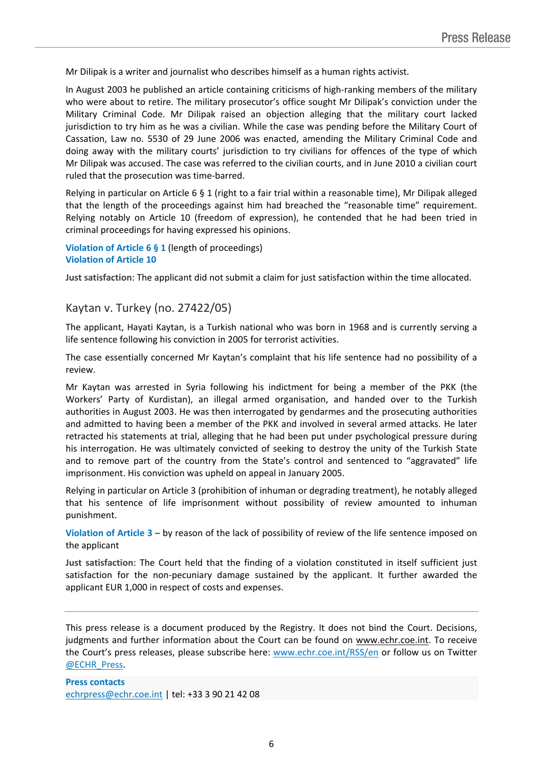Mr Dilipak is a writer and journalist who describes himself as a human rights activist.

In August 2003 he published an article containing criticisms of high-ranking members of the military who were about to retire. The military prosecutor's office sought Mr Dilipak's conviction under the Military Criminal Code. Mr Dilipak raised an objection alleging that the military court lacked jurisdiction to try him as he was a civilian. While the case was pending before the Military Court of Cassation, Law no. 5530 of 29 June 2006 was enacted, amending the Military Criminal Code and doing away with the military courts' jurisdiction to try civilians for offences of the type of which Mr Dilipak was accused. The case was referred to the civilian courts, and in June 2010 a civilian court ruled that the prosecution was time-barred.

Relying in particular on Article 6 § 1 (right to a fair trial within a reasonable time), Mr Dilipak alleged that the length of the proceedings against him had breached the "reasonable time" requirement. Relying notably on Article 10 (freedom of expression), he contended that he had been tried in criminal proceedings for having expressed his opinions.

**Violation of Article 6 § 1** (length of proceedings)
**Violation of Article 10**

**Just satisfaction**: The applicant did not submit a claim for just satisfaction within the time allocated.

## Kaytan v. Turkey (no. 27422/05)

The applicant, Hayati Kaytan, is a Turkish national who was born in 1968 and is currently serving a life sentence following his conviction in 2005 for terrorist activities.

The case essentially concerned Mr Kaytan's complaint that his life sentence had no possibility of a review.

Mr Kaytan was arrested in Syria following his indictment for being a member of the PKK (the Workers' Party of Kurdistan), an illegal armed organisation, and handed over to the Turkish authorities in August 2003. He was then interrogated by gendarmes and the prosecuting authorities and admitted to having been a member of the PKK and involved in several armed attacks. He later retracted his statements at trial, alleging that he had been put under psychological pressure during his interrogation. He was ultimately convicted of seeking to destroy the unity of the Turkish State and to remove part of the country from the State's control and sentenced to "aggravated" life imprisonment. His conviction was upheld on appeal in January 2005.

Relying in particular on Article 3 (prohibition of inhuman or degrading treatment), he notably alleged that his sentence of life imprisonment without possibility of review amounted to inhuman punishment.

**Violation of Article 3** – by reason of the lack of possibility of review of the life sentence imposed on the applicant

**Just satisfaction**: The Court held that the finding of a violation constituted in itself sufficient just satisfaction for the non-pecuniary damage sustained by the applicant. It further awarded the applicant EUR 1,000 in respect of costs and expenses.

---

This press release is a document produced by the Registry. It does not bind the Court. Decisions, judgments and further information about the Court can be found on www.echr.coe.int. To receive the Court's press releases, please subscribe here: www.echr.coe.int/RSS/en or follow us on Twitter @ECHR_Press.

**Press contacts**
echrpress@echr.coe.int | tel: +33 3 90 21 42 08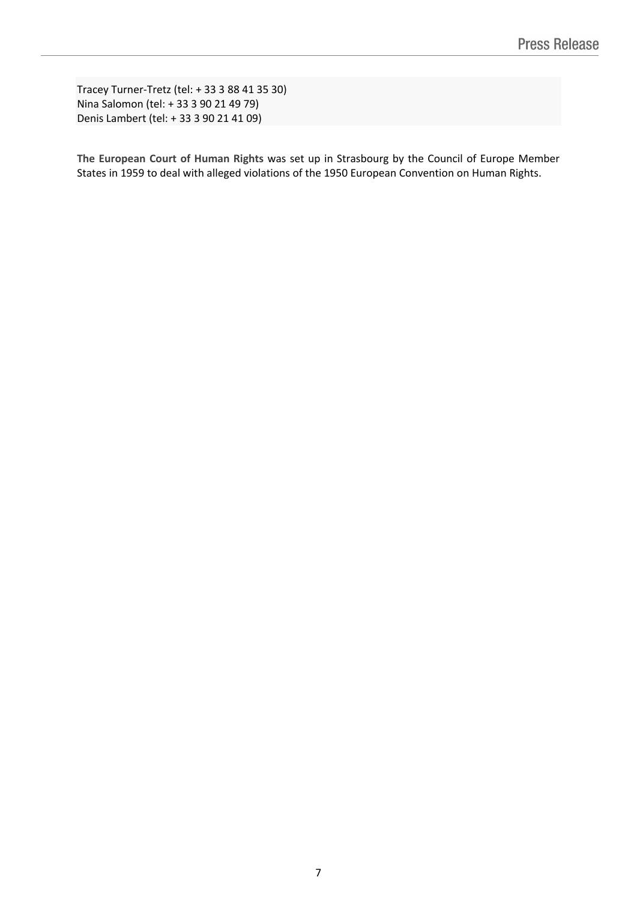Tracey Turner-Tretz (tel: + 33 3 88 41 35 30)
Nina Salomon (tel: + 33 3 90 21 49 79)
Denis Lambert (tel: + 33 3 90 21 41 09)

**The European Court of Human Rights** was set up in Strasbourg by the Council of Europe Member States in 1959 to deal with alleged violations of the 1950 European Convention on Human Rights.